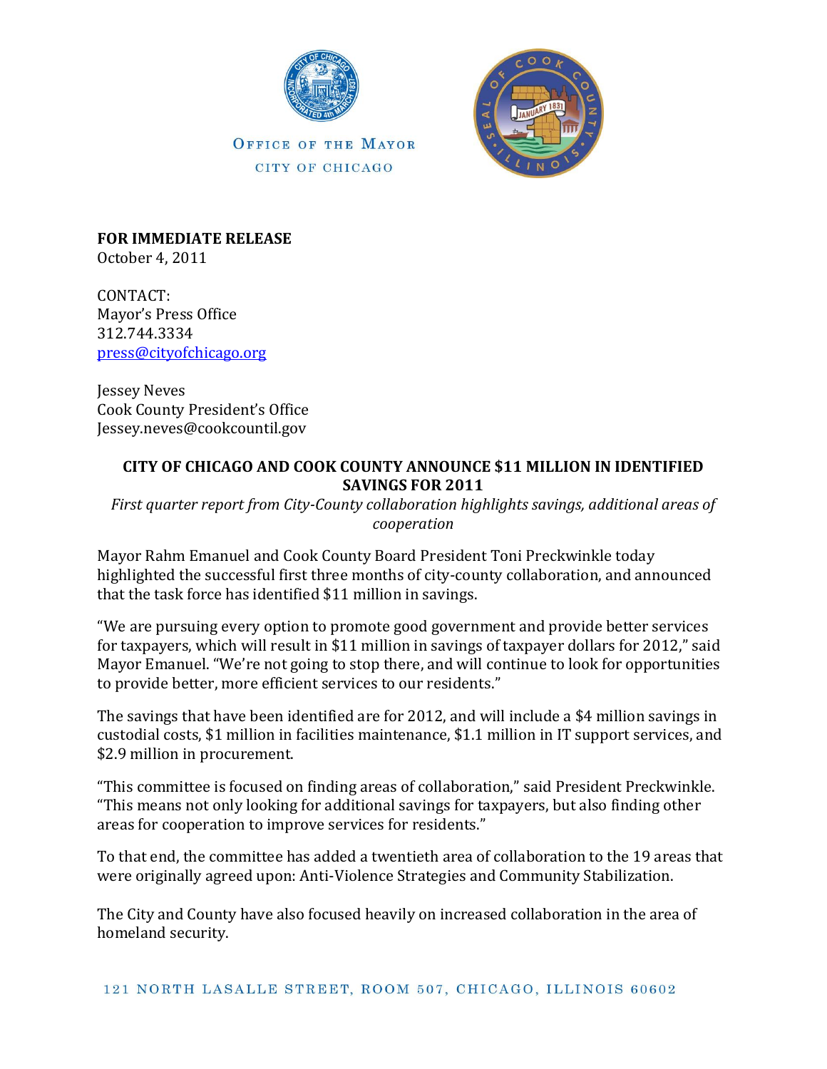OFFICE OF THE MAYOR
CITY OF CHICAGO

**FOR IMMEDIATE RELEASE**
October 4, 2011

CONTACT:
Mayor's Press Office
312.744.3334
press@cityofchicago.org

Jessey Neves
Cook County President's Office
Jessey.neves@cookcountil.gov

**CITY OF CHICAGO AND COOK COUNTY ANNOUNCE $11 MILLION IN IDENTIFIED SAVINGS FOR 2011**

*First quarter report from City-County collaboration highlights savings, additional areas of cooperation*

Mayor Rahm Emanuel and Cook County Board President Toni Preckwinkle today highlighted the successful first three months of city-county collaboration, and announced that the task force has identified $11 million in savings.

"We are pursuing every option to promote good government and provide better services for taxpayers, which will result in $11 million in savings of taxpayer dollars for 2012," said Mayor Emanuel. "We're not going to stop there, and will continue to look for opportunities to provide better, more efficient services to our residents."

The savings that have been identified are for 2012, and will include a $4 million savings in custodial costs, $1 million in facilities maintenance, $1.1 million in IT support services, and $2.9 million in procurement.

"This committee is focused on finding areas of collaboration," said President Preckwinkle. "This means not only looking for additional savings for taxpayers, but also finding other areas for cooperation to improve services for residents."

To that end, the committee has added a twentieth area of collaboration to the 19 areas that were originally agreed upon: Anti-Violence Strategies and Community Stabilization.

The City and County have also focused heavily on increased collaboration in the area of homeland security.

121 NORTH LASALLE STREET, ROOM 507, CHICAGO, ILLINOIS 60602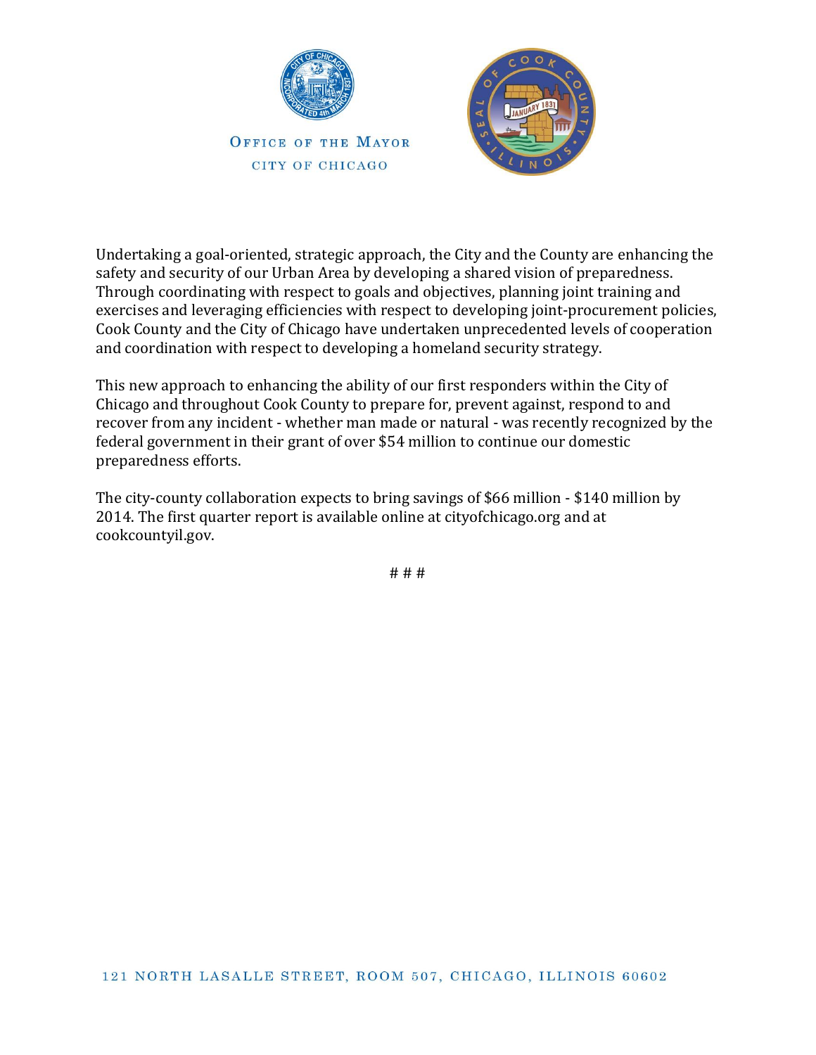Office of the Mayor
City of Chicago

Undertaking a goal-oriented, strategic approach, the City and the County are enhancing the safety and security of our Urban Area by developing a shared vision of preparedness. Through coordinating with respect to goals and objectives, planning joint training and exercises and leveraging efficiencies with respect to developing joint-procurement policies, Cook County and the City of Chicago have undertaken unprecedented levels of cooperation and coordination with respect to developing a homeland security strategy.

This new approach to enhancing the ability of our first responders within the City of Chicago and throughout Cook County to prepare for, prevent against, respond to and recover from any incident - whether man made or natural - was recently recognized by the federal government in their grant of over $54 million to continue our domestic preparedness efforts.

The city-county collaboration expects to bring savings of $66 million - $140 million by 2014. The first quarter report is available online at cityofchicago.org and at cookcountyil.gov.

# # #

121 North LaSalle Street, Room 507, Chicago, Illinois 60602